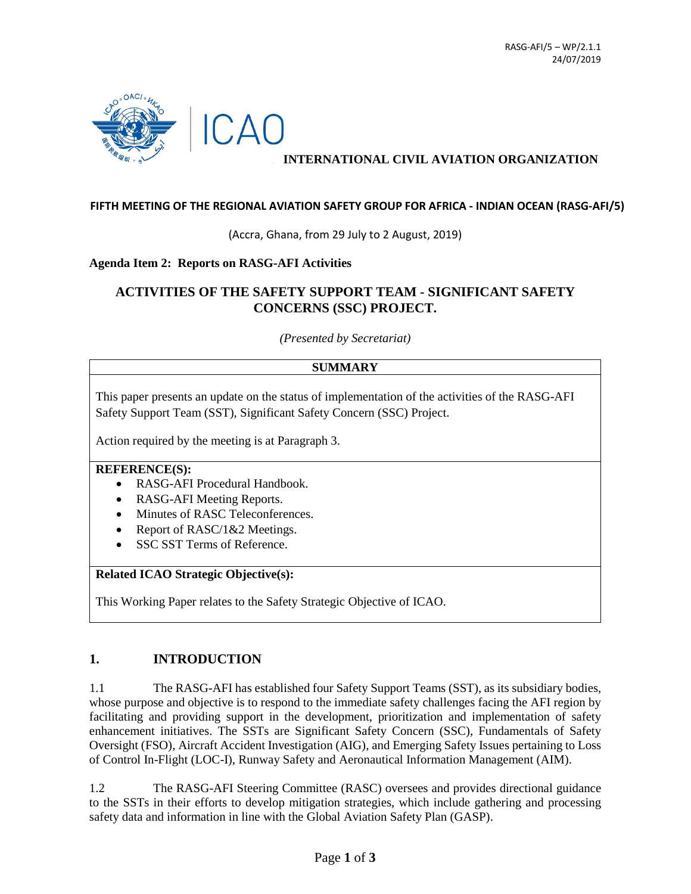RASG-AFI/5 – WP/2.1.1
24/07/2019

**INTERNATIONAL CIVIL AVIATION ORGANIZATION**

**FIFTH MEETING OF THE REGIONAL AVIATION SAFETY GROUP FOR AFRICA - INDIAN OCEAN (RASG-AFI/5)**

(Accra, Ghana, from 29 July to 2 August, 2019)

**Agenda Item 2: Reports on RASG-AFI Activities**

# ACTIVITIES OF THE SAFETY SUPPORT TEAM - SIGNIFICANT SAFETY CONCERNS (SSC) PROJECT.

*(Presented by Secretariat)*

**SUMMARY**

This paper presents an update on the status of implementation of the activities of the RASG-AFI Safety Support Team (SST), Significant Safety Concern (SSC) Project.

Action required by the meeting is at Paragraph 3.

**REFERENCE(S):**

- RASG-AFI Procedural Handbook.
- RASG-AFI Meeting Reports.
- Minutes of RASC Teleconferences.
- Report of RASC/1&2 Meetings.
- SSC SST Terms of Reference.

**Related ICAO Strategic Objective(s):**

This Working Paper relates to the Safety Strategic Objective of ICAO.

## 1. INTRODUCTION

1.1 The RASG-AFI has established four Safety Support Teams (SST), as its subsidiary bodies, whose purpose and objective is to respond to the immediate safety challenges facing the AFI region by facilitating and providing support in the development, prioritization and implementation of safety enhancement initiatives. The SSTs are Significant Safety Concern (SSC), Fundamentals of Safety Oversight (FSO), Aircraft Accident Investigation (AIG), and Emerging Safety Issues pertaining to Loss of Control In-Flight (LOC-I), Runway Safety and Aeronautical Information Management (AIM).

1.2 The RASG-AFI Steering Committee (RASC) oversees and provides directional guidance to the SSTs in their efforts to develop mitigation strategies, which include gathering and processing safety data and information in line with the Global Aviation Safety Plan (GASP).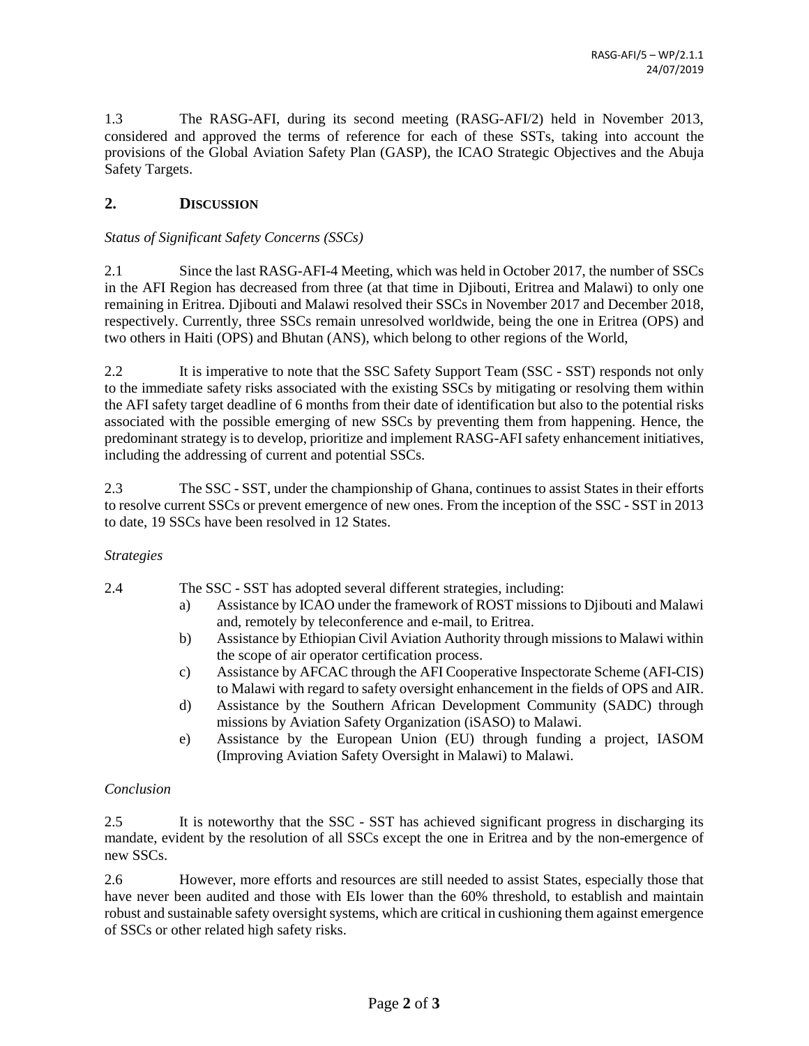1.3 The RASG-AFI, during its second meeting (RASG-AFI/2) held in November 2013, considered and approved the terms of reference for each of these SSTs, taking into account the provisions of the Global Aviation Safety Plan (GASP), the ICAO Strategic Objectives and the Abuja Safety Targets.

## 2. DISCUSSION

*Status of Significant Safety Concerns (SSCs)*

2.1 Since the last RASG-AFI-4 Meeting, which was held in October 2017, the number of SSCs in the AFI Region has decreased from three (at that time in Djibouti, Eritrea and Malawi) to only one remaining in Eritrea. Djibouti and Malawi resolved their SSCs in November 2017 and December 2018, respectively. Currently, three SSCs remain unresolved worldwide, being the one in Eritrea (OPS) and two others in Haiti (OPS) and Bhutan (ANS), which belong to other regions of the World,

2.2 It is imperative to note that the SSC Safety Support Team (SSC - SST) responds not only to the immediate safety risks associated with the existing SSCs by mitigating or resolving them within the AFI safety target deadline of 6 months from their date of identification but also to the potential risks associated with the possible emerging of new SSCs by preventing them from happening. Hence, the predominant strategy is to develop, prioritize and implement RASG-AFI safety enhancement initiatives, including the addressing of current and potential SSCs.

2.3 The SSC - SST, under the championship of Ghana, continues to assist States in their efforts to resolve current SSCs or prevent emergence of new ones. From the inception of the SSC - SST in 2013 to date, 19 SSCs have been resolved in 12 States.

*Strategies*

2.4 The SSC - SST has adopted several different strategies, including:

a) Assistance by ICAO under the framework of ROST missions to Djibouti and Malawi and, remotely by teleconference and e-mail, to Eritrea.
b) Assistance by Ethiopian Civil Aviation Authority through missions to Malawi within the scope of air operator certification process.
c) Assistance by AFCAC through the AFI Cooperative Inspectorate Scheme (AFI-CIS) to Malawi with regard to safety oversight enhancement in the fields of OPS and AIR.
d) Assistance by the Southern African Development Community (SADC) through missions by Aviation Safety Organization (iSASO) to Malawi.
e) Assistance by the European Union (EU) through funding a project, IASOM (Improving Aviation Safety Oversight in Malawi) to Malawi.

*Conclusion*

2.5 It is noteworthy that the SSC - SST has achieved significant progress in discharging its mandate, evident by the resolution of all SSCs except the one in Eritrea and by the non-emergence of new SSCs.

2.6 However, more efforts and resources are still needed to assist States, especially those that have never been audited and those with EIs lower than the 60% threshold, to establish and maintain robust and sustainable safety oversight systems, which are critical in cushioning them against emergence of SSCs or other related high safety risks.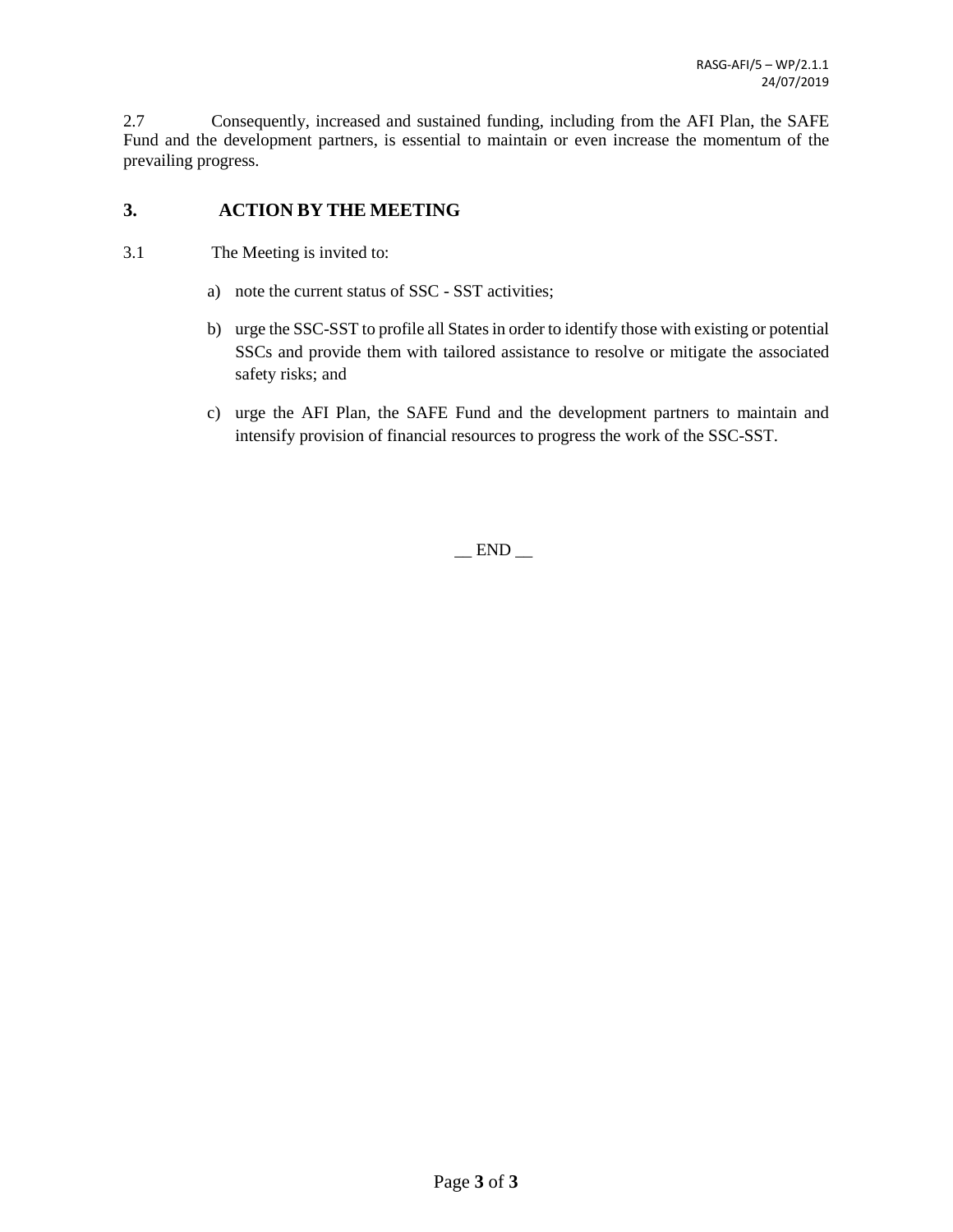2.7 Consequently, increased and sustained funding, including from the AFI Plan, the SAFE Fund and the development partners, is essential to maintain or even increase the momentum of the prevailing progress.

## 3. ACTION BY THE MEETING

3.1 The Meeting is invited to:

a) note the current status of SSC - SST activities;

b) urge the SSC-SST to profile all States in order to identify those with existing or potential SSCs and provide them with tailored assistance to resolve or mitigate the associated safety risks; and

c) urge the AFI Plan, the SAFE Fund and the development partners to maintain and intensify provision of financial resources to progress the work of the SSC-SST.

__ END __